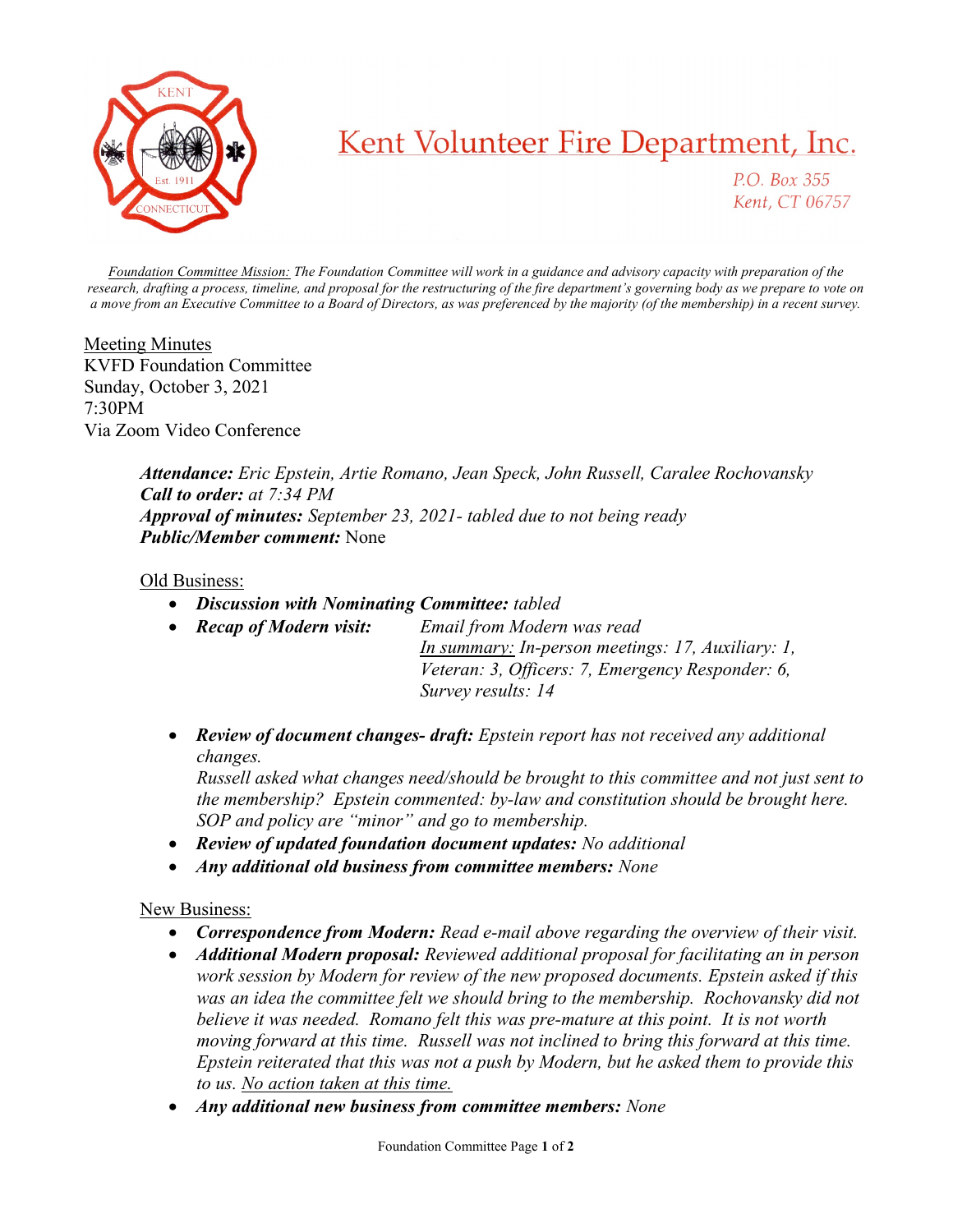# Kent Volunteer Fire Department, Inc.

P.O. Box 355
Kent, CT 06757

*Foundation Committee Mission: The Foundation Committee will work in a guidance and advisory capacity with preparation of the research, drafting a process, timeline, and proposal for the restructuring of the fire department's governing body as we prepare to vote on a move from an Executive Committee to a Board of Directors, as was preferenced by the majority (of the membership) in a recent survey.*

Meeting Minutes
KVFD Foundation Committee
Sunday, October 3, 2021
7:30PM
Via Zoom Video Conference

***Attendance:*** *Eric Epstein, Artie Romano, Jean Speck, John Russell, Caralee Rochovansky*
***Call to order:*** *at 7:34 PM*
***Approval of minutes:*** *September 23, 2021- tabled due to not being ready*
***Public/Member comment:*** None

Old Business:

- ***Discussion with Nominating Committee:*** *tabled*
- ***Recap of Modern visit:*** *Email from Modern was read*
  *In summary: In-person meetings: 17, Auxiliary: 1, Veteran: 3, Officers: 7, Emergency Responder: 6, Survey results: 14*
- ***Review of document changes- draft:*** *Epstein report has not received any additional changes.*
  *Russell asked what changes need/should be brought to this committee and not just sent to the membership? Epstein commented: by-law and constitution should be brought here. SOP and policy are "minor" and go to membership.*
- ***Review of updated foundation document updates:*** *No additional*
- ***Any additional old business from committee members:*** *None*

New Business:

- ***Correspondence from Modern:*** *Read e-mail above regarding the overview of their visit.*
- ***Additional Modern proposal:*** *Reviewed additional proposal for facilitating an in person work session by Modern for review of the new proposed documents. Epstein asked if this was an idea the committee felt we should bring to the membership. Rochovansky did not believe it was needed. Romano felt this was pre-mature at this point. It is not worth moving forward at this time. Russell was not inclined to bring this forward at this time. Epstein reiterated that this was not a push by Modern, but he asked them to provide this to us. No action taken at this time.*
- ***Any additional new business from committee members:*** *None*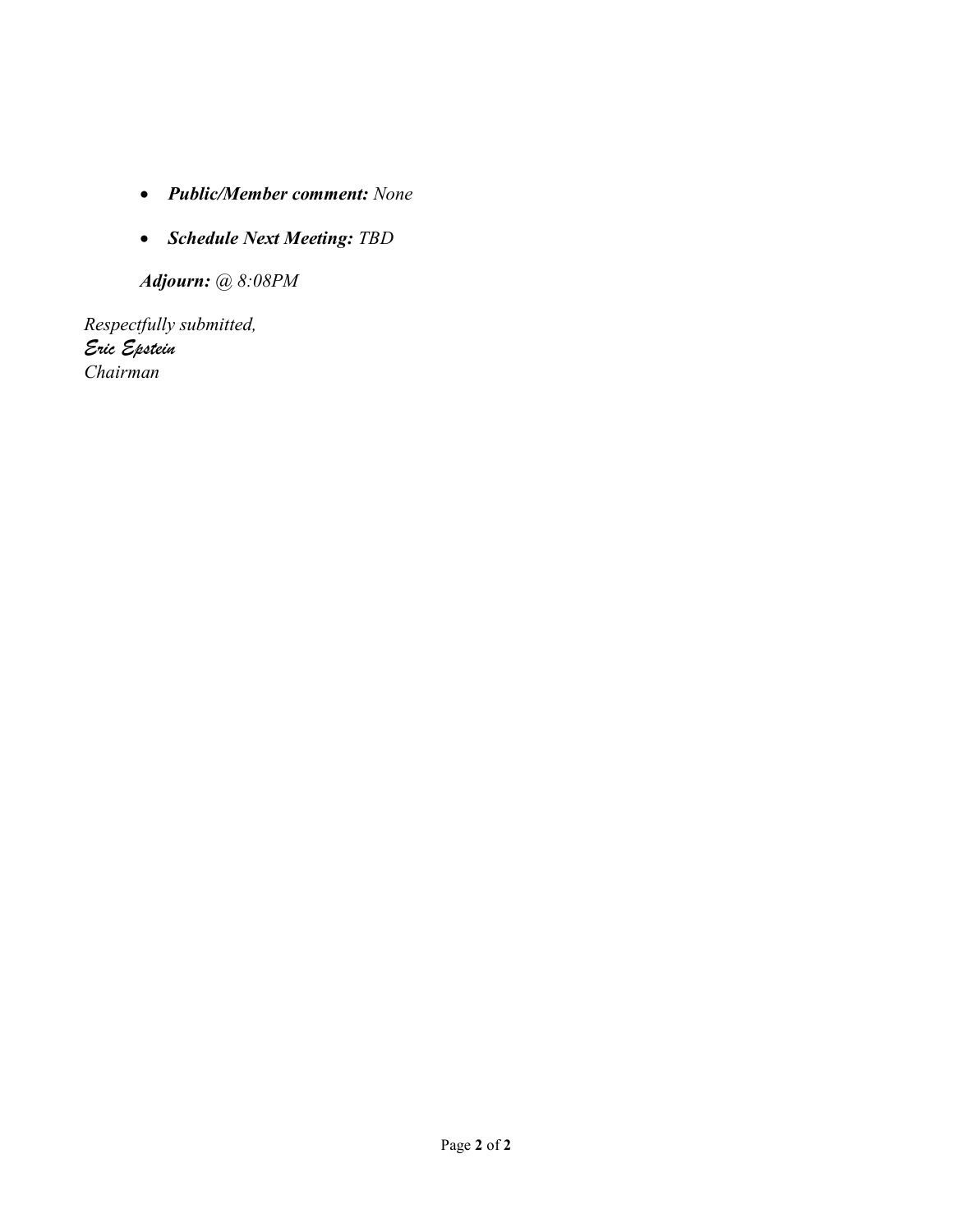- ***Public/Member comment:*** *None*

- ***Schedule Next Meeting:*** *TBD*

***Adjourn:*** *@ 8:08PM*

*Respectfully submitted,*
*Eric Epstein*
*Chairman*